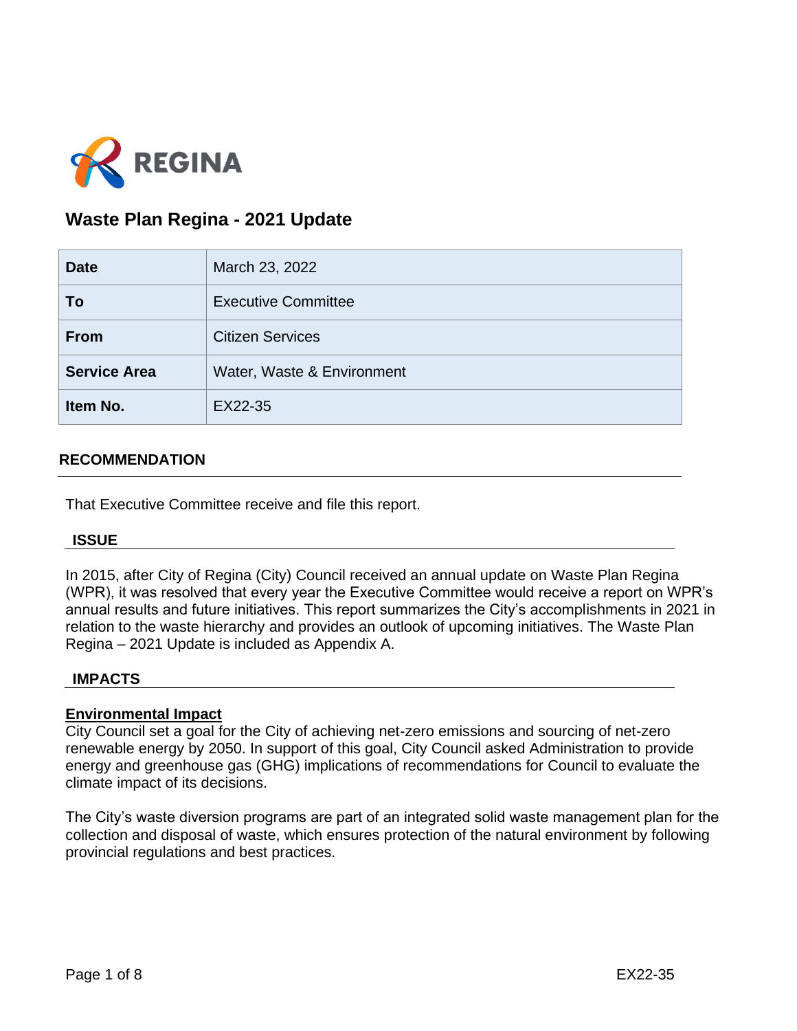REGINA

# Waste Plan Regina - 2021 Update

| | |
|---|---|
| **Date** | March 23, 2022 |
| **To** | Executive Committee |
| **From** | Citizen Services |
| **Service Area** | Water, Waste & Environment |
| **Item No.** | EX22-35 |

## RECOMMENDATION

That Executive Committee receive and file this report.

## ISSUE

In 2015, after City of Regina (City) Council received an annual update on Waste Plan Regina (WPR), it was resolved that every year the Executive Committee would receive a report on WPR's annual results and future initiatives. This report summarizes the City's accomplishments in 2021 in relation to the waste hierarchy and provides an outlook of upcoming initiatives. The Waste Plan Regina – 2021 Update is included as Appendix A.

## IMPACTS

### Environmental Impact

City Council set a goal for the City of achieving net-zero emissions and sourcing of net-zero renewable energy by 2050. In support of this goal, City Council asked Administration to provide energy and greenhouse gas (GHG) implications of recommendations for Council to evaluate the climate impact of its decisions.

The City's waste diversion programs are part of an integrated solid waste management plan for the collection and disposal of waste, which ensures protection of the natural environment by following provincial regulations and best practices.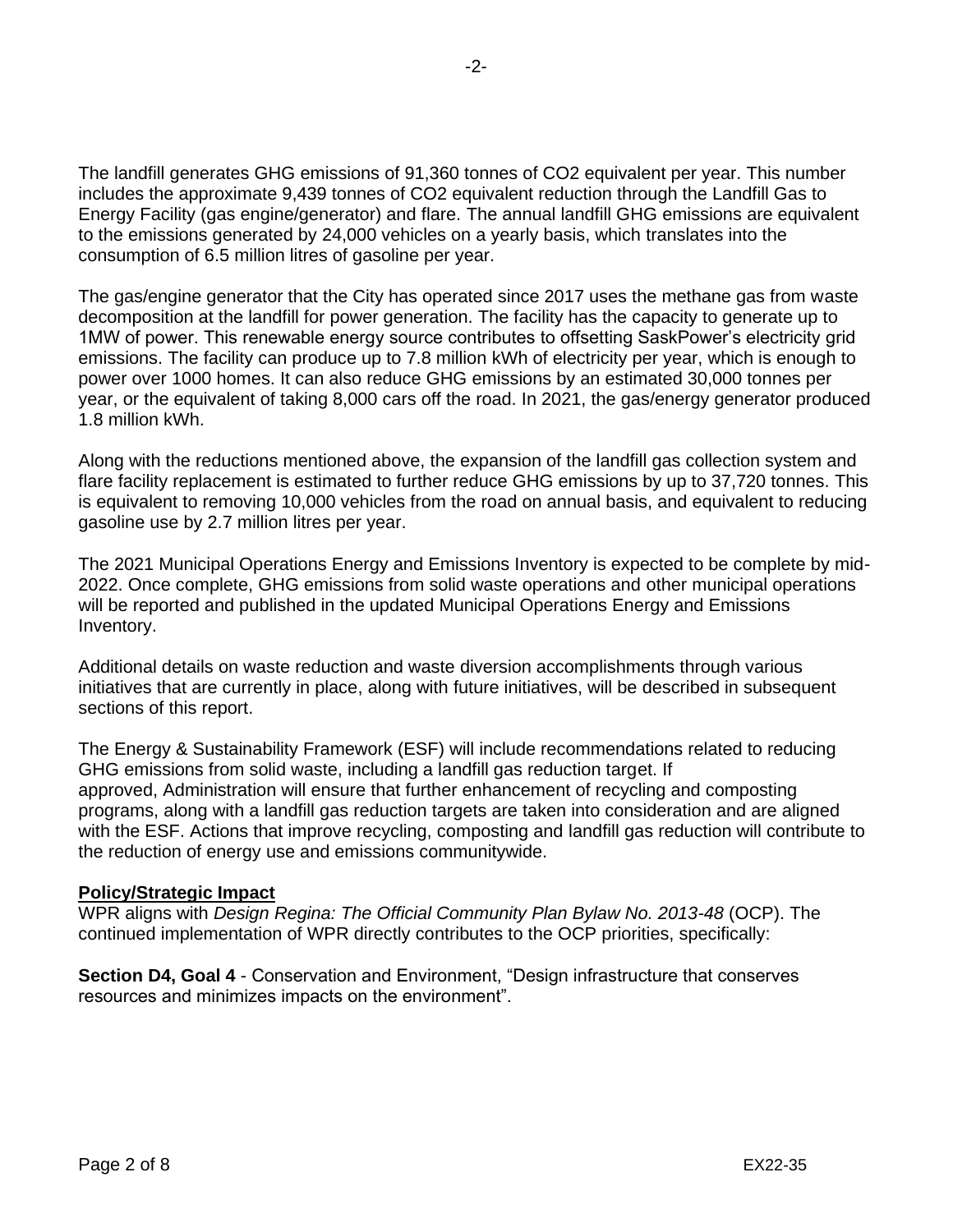The landfill generates GHG emissions of 91,360 tonnes of $CO_2$ equivalent per year. This number includes the approximate 9,439 tonnes of $CO_2$ equivalent reduction through the Landfill Gas to Energy Facility (gas engine/generator) and flare. The annual landfill GHG emissions are equivalent to the emissions generated by 24,000 vehicles on a yearly basis, which translates into the consumption of 6.5 million litres of gasoline per year.

The gas/engine generator that the City has operated since 2017 uses the methane gas from waste decomposition at the landfill for power generation. The facility has the capacity to generate up to 1MW of power. This renewable energy source contributes to offsetting SaskPower's electricity grid emissions. The facility can produce up to 7.8 million kWh of electricity per year, which is enough to power over 1000 homes. It can also reduce GHG emissions by an estimated 30,000 tonnes per year, or the equivalent of taking 8,000 cars off the road. In 2021, the gas/energy generator produced 1.8 million kWh.

Along with the reductions mentioned above, the expansion of the landfill gas collection system and flare facility replacement is estimated to further reduce GHG emissions by up to 37,720 tonnes. This is equivalent to removing 10,000 vehicles from the road on annual basis, and equivalent to reducing gasoline use by 2.7 million litres per year.

The 2021 Municipal Operations Energy and Emissions Inventory is expected to be complete by mid-2022. Once complete, GHG emissions from solid waste operations and other municipal operations will be reported and published in the updated Municipal Operations Energy and Emissions Inventory.

Additional details on waste reduction and waste diversion accomplishments through various initiatives that are currently in place, along with future initiatives, will be described in subsequent sections of this report.

The Energy & Sustainability Framework (ESF) will include recommendations related to reducing GHG emissions from solid waste, including a landfill gas reduction target. If approved, Administration will ensure that further enhancement of recycling and composting programs, along with a landfill gas reduction targets are taken into consideration and are aligned with the ESF. Actions that improve recycling, composting and landfill gas reduction will contribute to the reduction of energy use and emissions communitywide.

**Policy/Strategic Impact**

WPR aligns with *Design Regina: The Official Community Plan Bylaw No. 2013-48* (OCP). The continued implementation of WPR directly contributes to the OCP priorities, specifically:

**Section D4, Goal 4** - Conservation and Environment, "Design infrastructure that conserves resources and minimizes impacts on the environment".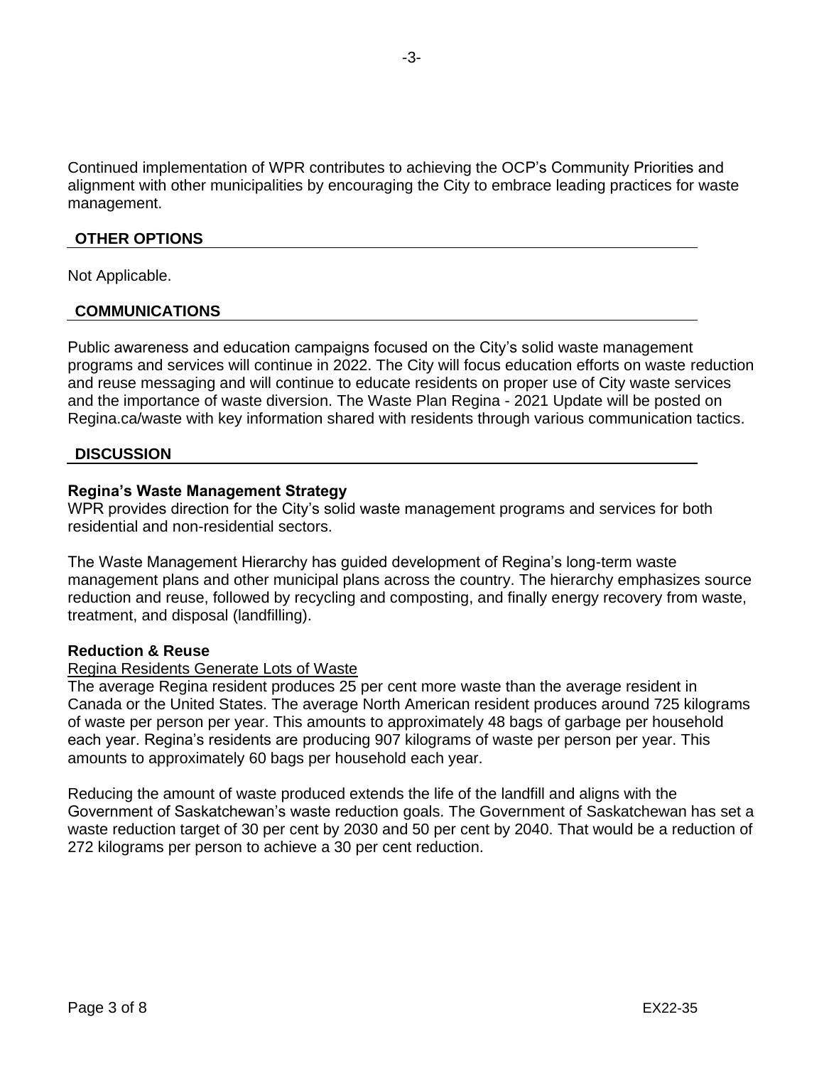Continued implementation of WPR contributes to achieving the OCP's Community Priorities and alignment with other municipalities by encouraging the City to embrace leading practices for waste management.

## OTHER OPTIONS

Not Applicable.

## COMMUNICATIONS

Public awareness and education campaigns focused on the City's solid waste management programs and services will continue in 2022. The City will focus education efforts on waste reduction and reuse messaging and will continue to educate residents on proper use of City waste services and the importance of waste diversion. The Waste Plan Regina - 2021 Update will be posted on Regina.ca/waste with key information shared with residents through various communication tactics.

## DISCUSSION

**Regina's Waste Management Strategy**

WPR provides direction for the City's solid waste management programs and services for both residential and non-residential sectors.

The Waste Management Hierarchy has guided development of Regina's long-term waste management plans and other municipal plans across the country. The hierarchy emphasizes source reduction and reuse, followed by recycling and composting, and finally energy recovery from waste, treatment, and disposal (landfilling).

**Reduction & Reuse**

<u>Regina Residents Generate Lots of Waste</u>

The average Regina resident produces 25 per cent more waste than the average resident in Canada or the United States. The average North American resident produces around 725 kilograms of waste per person per year. This amounts to approximately 48 bags of garbage per household each year. Regina's residents are producing 907 kilograms of waste per person per year. This amounts to approximately 60 bags per household each year.

Reducing the amount of waste produced extends the life of the landfill and aligns with the Government of Saskatchewan's waste reduction goals. The Government of Saskatchewan has set a waste reduction target of 30 per cent by 2030 and 50 per cent by 2040. That would be a reduction of 272 kilograms per person to achieve a 30 per cent reduction.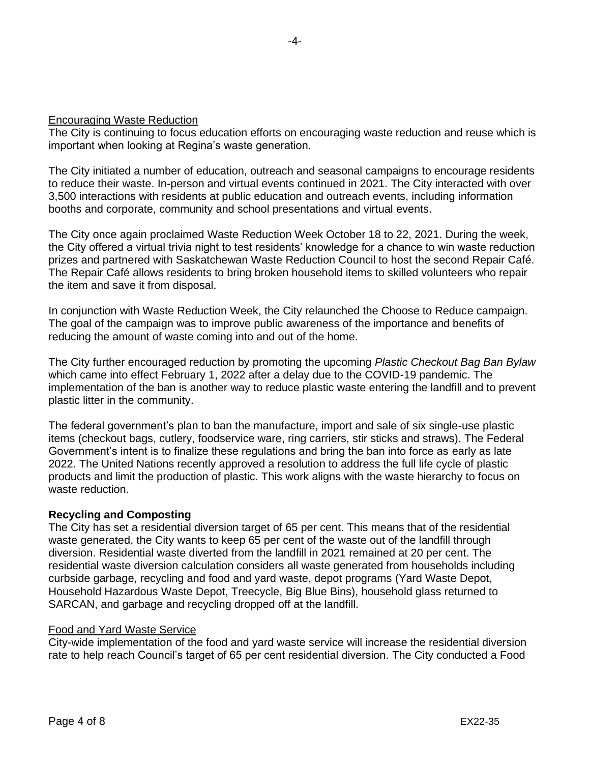Encouraging Waste Reduction

The City is continuing to focus education efforts on encouraging waste reduction and reuse which is important when looking at Regina's waste generation.

The City initiated a number of education, outreach and seasonal campaigns to encourage residents to reduce their waste. In-person and virtual events continued in 2021. The City interacted with over 3,500 interactions with residents at public education and outreach events, including information booths and corporate, community and school presentations and virtual events.

The City once again proclaimed Waste Reduction Week October 18 to 22, 2021. During the week, the City offered a virtual trivia night to test residents' knowledge for a chance to win waste reduction prizes and partnered with Saskatchewan Waste Reduction Council to host the second Repair Café. The Repair Café allows residents to bring broken household items to skilled volunteers who repair the item and save it from disposal.

In conjunction with Waste Reduction Week, the City relaunched the Choose to Reduce campaign. The goal of the campaign was to improve public awareness of the importance and benefits of reducing the amount of waste coming into and out of the home.

The City further encouraged reduction by promoting the upcoming *Plastic Checkout Bag Ban Bylaw* which came into effect February 1, 2022 after a delay due to the COVID-19 pandemic. The implementation of the ban is another way to reduce plastic waste entering the landfill and to prevent plastic litter in the community.

The federal government's plan to ban the manufacture, import and sale of six single-use plastic items (checkout bags, cutlery, foodservice ware, ring carriers, stir sticks and straws). The Federal Government's intent is to finalize these regulations and bring the ban into force as early as late 2022. The United Nations recently approved a resolution to address the full life cycle of plastic products and limit the production of plastic. This work aligns with the waste hierarchy to focus on waste reduction.

**Recycling and Composting**

The City has set a residential diversion target of 65 per cent. This means that of the residential waste generated, the City wants to keep 65 per cent of the waste out of the landfill through diversion. Residential waste diverted from the landfill in 2021 remained at 20 per cent. The residential waste diversion calculation considers all waste generated from households including curbside garbage, recycling and food and yard waste, depot programs (Yard Waste Depot, Household Hazardous Waste Depot, Treecycle, Big Blue Bins), household glass returned to SARCAN, and garbage and recycling dropped off at the landfill.

Food and Yard Waste Service

City-wide implementation of the food and yard waste service will increase the residential diversion rate to help reach Council's target of 65 per cent residential diversion. The City conducted a Food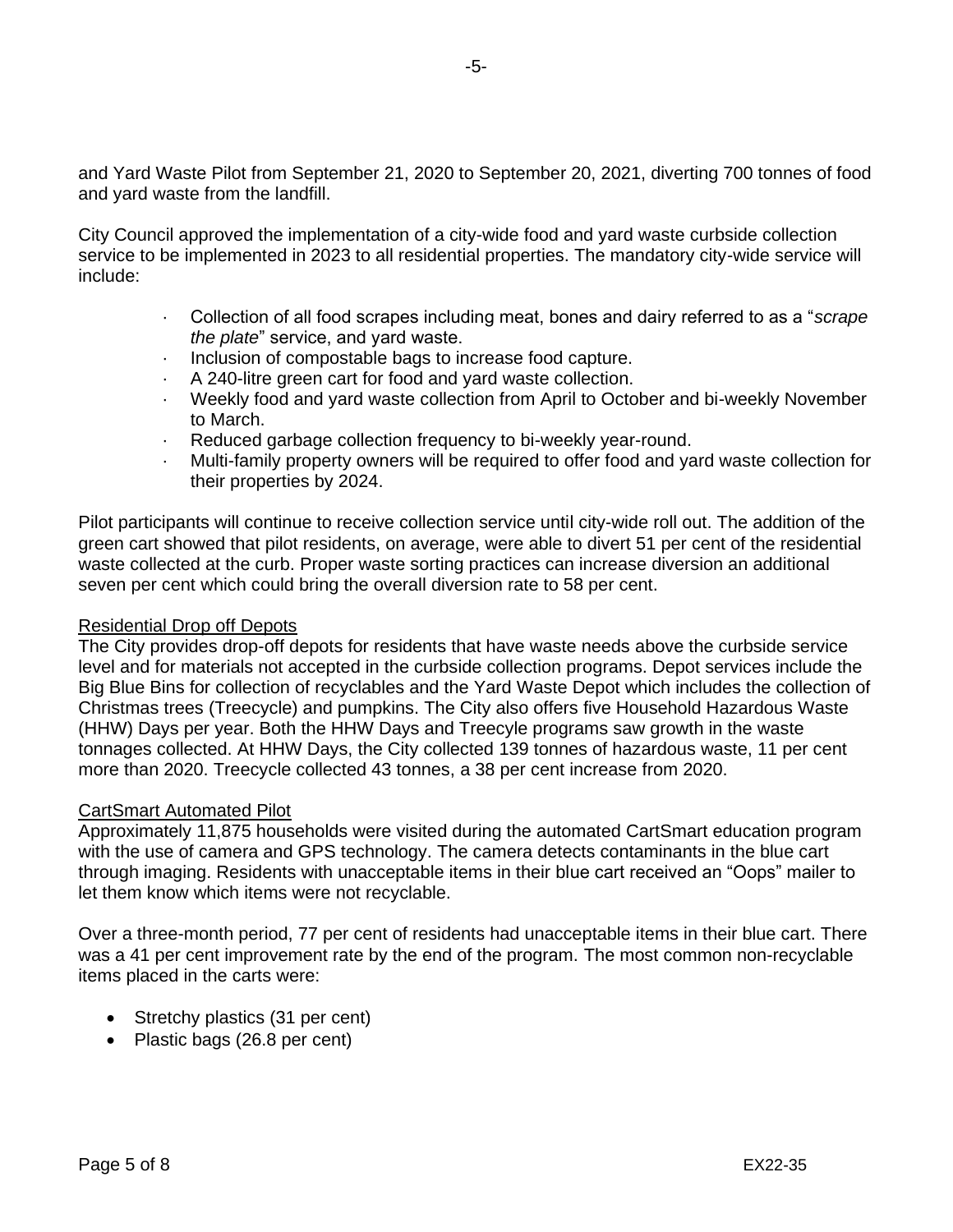and Yard Waste Pilot from September 21, 2020 to September 20, 2021, diverting 700 tonnes of food and yard waste from the landfill.

City Council approved the implementation of a city-wide food and yard waste curbside collection service to be implemented in 2023 to all residential properties. The mandatory city-wide service will include:

- Collection of all food scrapes including meat, bones and dairy referred to as a "*scrape the plate*" service, and yard waste.
- Inclusion of compostable bags to increase food capture.
- A 240-litre green cart for food and yard waste collection.
- Weekly food and yard waste collection from April to October and bi-weekly November to March.
- Reduced garbage collection frequency to bi-weekly year-round.
- Multi-family property owners will be required to offer food and yard waste collection for their properties by 2024.

Pilot participants will continue to receive collection service until city-wide roll out. The addition of the green cart showed that pilot residents, on average, were able to divert 51 per cent of the residential waste collected at the curb. Proper waste sorting practices can increase diversion an additional seven per cent which could bring the overall diversion rate to 58 per cent.

<u>Residential Drop off Depots</u>

The City provides drop-off depots for residents that have waste needs above the curbside service level and for materials not accepted in the curbside collection programs. Depot services include the Big Blue Bins for collection of recyclables and the Yard Waste Depot which includes the collection of Christmas trees (Treecycle) and pumpkins. The City also offers five Household Hazardous Waste (HHW) Days per year. Both the HHW Days and Treecyle programs saw growth in the waste tonnages collected. At HHW Days, the City collected 139 tonnes of hazardous waste, 11 per cent more than 2020. Treecycle collected 43 tonnes, a 38 per cent increase from 2020.

<u>CartSmart Automated Pilot</u>

Approximately 11,875 households were visited during the automated CartSmart education program with the use of camera and GPS technology. The camera detects contaminants in the blue cart through imaging. Residents with unacceptable items in their blue cart received an "Oops" mailer to let them know which items were not recyclable.

Over a three-month period, 77 per cent of residents had unacceptable items in their blue cart. There was a 41 per cent improvement rate by the end of the program. The most common non-recyclable items placed in the carts were:

- Stretchy plastics (31 per cent)
- Plastic bags (26.8 per cent)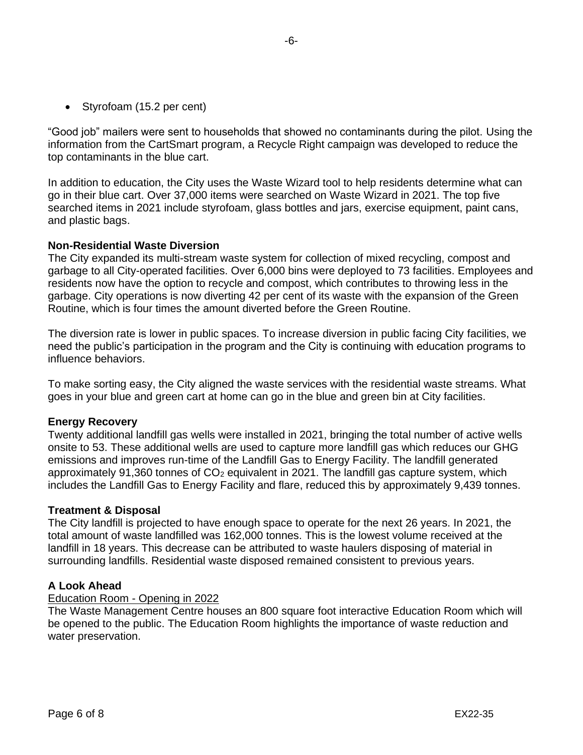- Styrofoam (15.2 per cent)

"Good job" mailers were sent to households that showed no contaminants during the pilot. Using the information from the CartSmart program, a Recycle Right campaign was developed to reduce the top contaminants in the blue cart.

In addition to education, the City uses the Waste Wizard tool to help residents determine what can go in their blue cart. Over 37,000 items were searched on Waste Wizard in 2021. The top five searched items in 2021 include styrofoam, glass bottles and jars, exercise equipment, paint cans, and plastic bags.

**Non-Residential Waste Diversion**

The City expanded its multi-stream waste system for collection of mixed recycling, compost and garbage to all City-operated facilities. Over 6,000 bins were deployed to 73 facilities. Employees and residents now have the option to recycle and compost, which contributes to throwing less in the garbage. City operations is now diverting 42 per cent of its waste with the expansion of the Green Routine, which is four times the amount diverted before the Green Routine.

The diversion rate is lower in public spaces. To increase diversion in public facing City facilities, we need the public's participation in the program and the City is continuing with education programs to influence behaviors.

To make sorting easy, the City aligned the waste services with the residential waste streams. What goes in your blue and green cart at home can go in the blue and green bin at City facilities.

**Energy Recovery**

Twenty additional landfill gas wells were installed in 2021, bringing the total number of active wells onsite to 53. These additional wells are used to capture more landfill gas which reduces our GHG emissions and improves run-time of the Landfill Gas to Energy Facility. The landfill generated approximately 91,360 tonnes of $CO_2$ equivalent in 2021. The landfill gas capture system, which includes the Landfill Gas to Energy Facility and flare, reduced this by approximately 9,439 tonnes.

**Treatment & Disposal**

The City landfill is projected to have enough space to operate for the next 26 years. In 2021, the total amount of waste landfilled was 162,000 tonnes. This is the lowest volume received at the landfill in 18 years. This decrease can be attributed to waste haulers disposing of material in surrounding landfills. Residential waste disposed remained consistent to previous years.

**A Look Ahead**

Education Room - Opening in 2022

The Waste Management Centre houses an 800 square foot interactive Education Room which will be opened to the public. The Education Room highlights the importance of waste reduction and water preservation.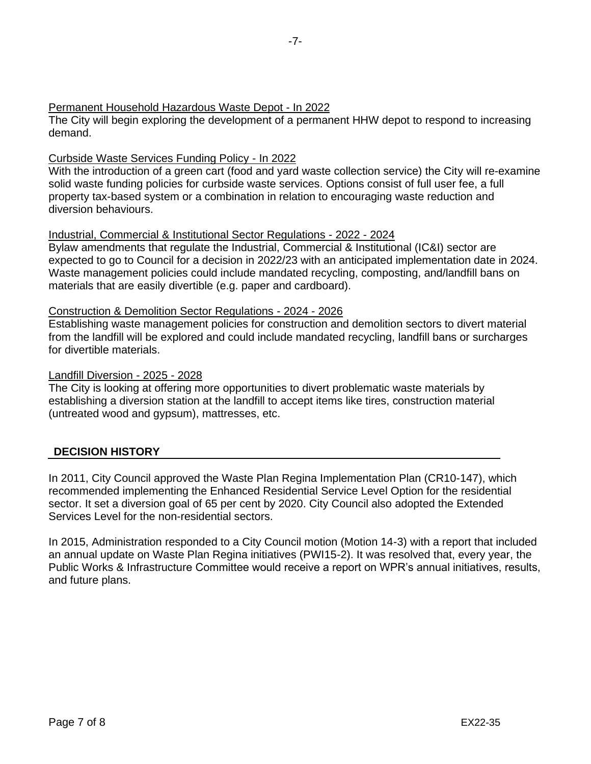Permanent Household Hazardous Waste Depot - In 2022

The City will begin exploring the development of a permanent HHW depot to respond to increasing demand.

Curbside Waste Services Funding Policy - In 2022

With the introduction of a green cart (food and yard waste collection service) the City will re-examine solid waste funding policies for curbside waste services. Options consist of full user fee, a full property tax-based system or a combination in relation to encouraging waste reduction and diversion behaviours.

Industrial, Commercial & Institutional Sector Regulations - 2022 - 2024

Bylaw amendments that regulate the Industrial, Commercial & Institutional (IC&I) sector are expected to go to Council for a decision in 2022/23 with an anticipated implementation date in 2024. Waste management policies could include mandated recycling, composting, and/landfill bans on materials that are easily divertible (e.g. paper and cardboard).

Construction & Demolition Sector Regulations - 2024 - 2026

Establishing waste management policies for construction and demolition sectors to divert material from the landfill will be explored and could include mandated recycling, landfill bans or surcharges for divertible materials.

Landfill Diversion - 2025 - 2028

The City is looking at offering more opportunities to divert problematic waste materials by establishing a diversion station at the landfill to accept items like tires, construction material (untreated wood and gypsum), mattresses, etc.

## DECISION HISTORY

In 2011, City Council approved the Waste Plan Regina Implementation Plan (CR10-147), which recommended implementing the Enhanced Residential Service Level Option for the residential sector. It set a diversion goal of 65 per cent by 2020. City Council also adopted the Extended Services Level for the non-residential sectors.

In 2015, Administration responded to a City Council motion (Motion 14-3) with a report that included an annual update on Waste Plan Regina initiatives (PWI15-2). It was resolved that, every year, the Public Works & Infrastructure Committee would receive a report on WPR's annual initiatives, results, and future plans.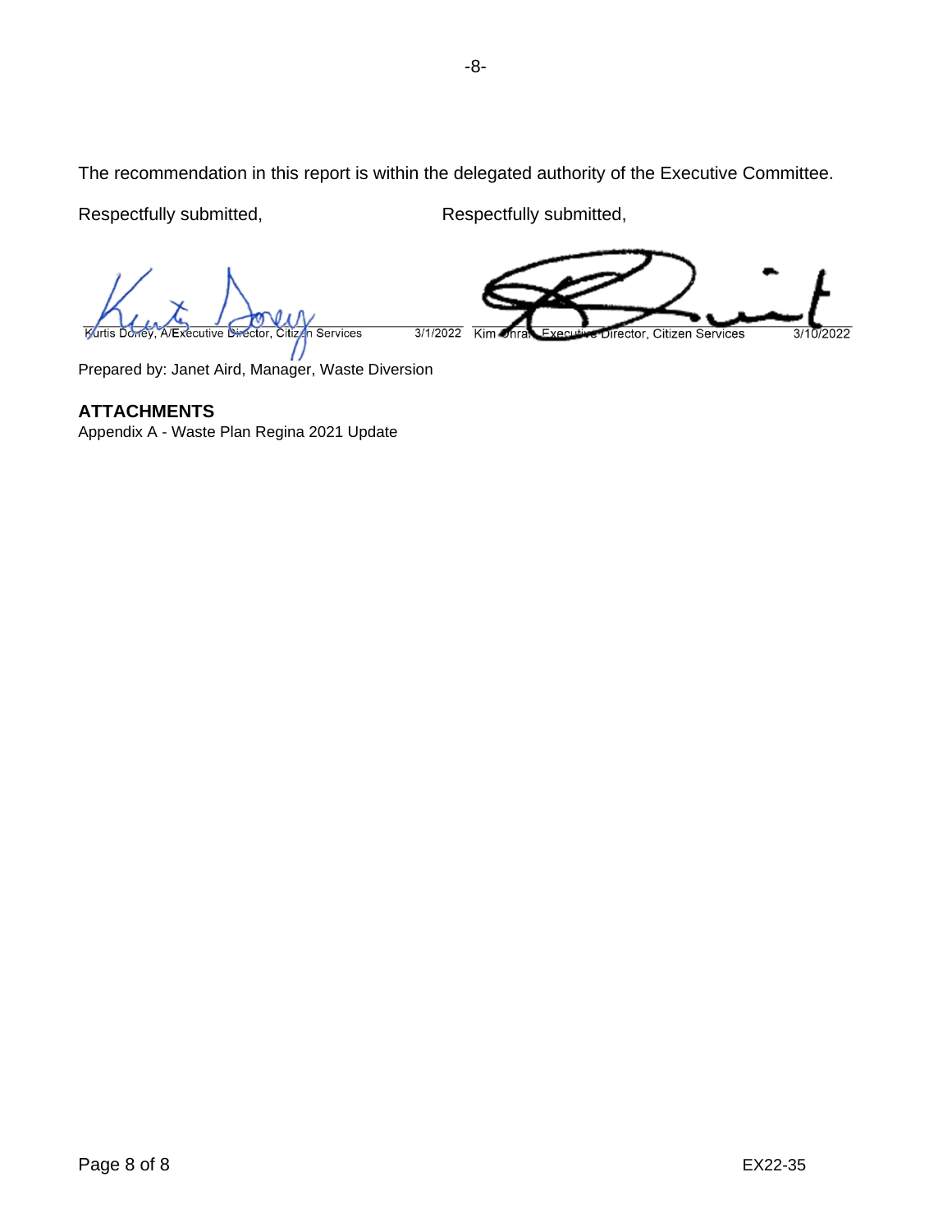The recommendation in this report is within the delegated authority of the Executive Committee.

Respectfully submitted,

Kurtis Doney, A/Executive Director, Citizen Services 3/1/2022

Respectfully submitted,

Kim Onrait, Executive Director, Citizen Services 3/10/2022

Prepared by: Janet Aird, Manager, Waste Diversion

**ATTACHMENTS**

Appendix A - Waste Plan Regina 2021 Update